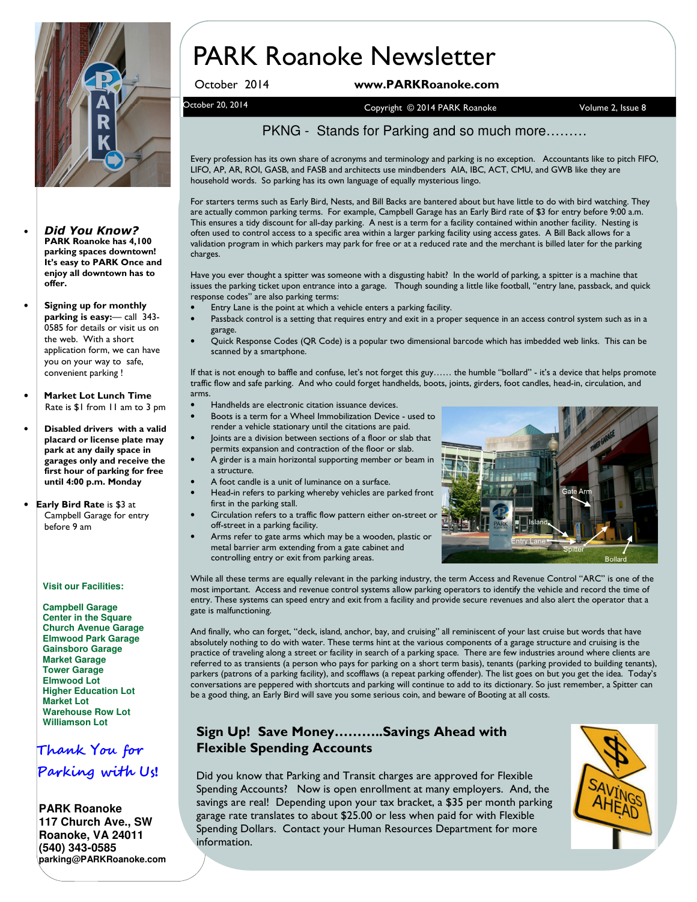# PARK Roanoke Newsletter

October 2014 **www.PARKRoanoke.com**

October 20, 2014 — Copyright © 2014 PARK Roanoke — Volume 2, Issue 8

## PKNG - Stands for Parking and so much more………

Every profession has its own share of acronyms and terminology and parking is no exception. Accountants like to pitch FIFO, LIFO, AP, AR, ROI, GASB, and FASB and architects use mindbenders AIA, IBC, ACT, CMU, and GWB like they are household words. So parking has its own language of equally mysterious lingo.

For starters terms such as Early Bird, Nests, and Bill Backs are bantered about but have little to do with bird watching. They are actually common parking terms. For example, Campbell Garage has an Early Bird rate of $3 for entry before 9:00 a.m. This ensures a tidy discount for all-day parking. A nest is a term for a facility contained within another facility. Nesting is often used to control access to a specific area within a larger parking facility using access gates. A Bill Back allows for a validation program in which parkers may park for free or at a reduced rate and the merchant is billed later for the parking charges.

Have you ever thought a spitter was someone with a disgusting habit? In the world of parking, a spitter is a machine that issues the parking ticket upon entrance into a garage. Though sounding a little like football, "entry lane, passback, and quick response codes" are also parking terms:

- Entry Lane is the point at which a vehicle enters a parking facility.
- Passback control is a setting that requires entry and exit in a proper sequence in an access control system such as in a garage.
- Quick Response Codes (QR Code) is a popular two dimensional barcode which has imbedded web links. This can be scanned by a smartphone.

If that is not enough to baffle and confuse, let's not forget this guy…… the humble "bollard" - it's a device that helps promote traffic flow and safe parking. And who could forget handhelds, boots, joints, girders, foot candles, head-in, circulation, and arms.

- Handhelds are electronic citation issuance devices.
- Boots is a term for a Wheel Immobilization Device - used to render a vehicle stationary until the citations are paid.
- Joints are a division between sections of a floor or slab that permits expansion and contraction of the floor or slab.
- A girder is a main horizontal supporting member or beam in a structure.
- A foot candle is a unit of luminance on a surface.
- Head-in refers to parking whereby vehicles are parked front first in the parking stall.
- Circulation refers to a traffic flow pattern either on-street or off-street in a parking facility.
- Arms refer to gate arms which may be a wooden, plastic or metal barrier arm extending from a gate cabinet and controlling entry or exit from parking areas.

While all these terms are equally relevant in the parking industry, the term Access and Revenue Control "ARC" is one of the most important. Access and revenue control systems allow parking operators to identify the vehicle and record the time of entry. These systems can speed entry and exit from a facility and provide secure revenues and also alert the operator that a gate is malfunctioning.

And finally, who can forget, "deck, island, anchor, bay, and cruising" all reminiscent of your last cruise but words that have absolutely nothing to do with water. These terms hint at the various components of a garage structure and cruising is the practice of traveling along a street or facility in search of a parking space. There are few industries around where clients are referred to as transients (a person who pays for parking on a short term basis), tenants (parking provided to building tenants), parkers (patrons of a parking facility), and scofflaws (a repeat parking offender). The list goes on but you get the idea. Today's conversations are peppered with shortcuts and parking will continue to add to its dictionary. So just remember, a Spitter can be a good thing, an Early Bird will save you some serious coin, and beware of Booting at all costs.

## Sign Up! Save Money……….Savings Ahead with Flexible Spending Accounts

Did you know that Parking and Transit charges are approved for Flexible Spending Accounts? Now is open enrollment at many employers. And, the savings are real! Depending upon your tax bracket, a $35 per month parking garage rate translates to about $25.00 or less when paid for with Flexible Spending Dollars. Contact your Human Resources Department for more information.

---

- ***Did You Know?*** **PARK Roanoke has 4,100 parking spaces downtown! It's easy to PARK Once and enjoy all downtown has to offer.**
- **Signing up for monthly parking is easy:**— call 343-0585 for details or visit us on the web. With a short application form, we can have you on your way to safe, convenient parking !
- **Market Lot Lunch Time** Rate is $1 from 11 am to 3 pm
- **Disabled drivers with a valid placard or license plate may park at any daily space in garages only and receive the first hour of parking for free until 4:00 p.m. Monday**
- **Early Bird Rate** is $3 at Campbell Garage for entry before 9 am

**Visit our Facilities:**

**Campbell Garage**
**Center in the Square**
**Church Avenue Garage**
**Elmwood Park Garage**
**Gainsboro Garage**
**Market Garage**
**Tower Garage**
**Elmwood Lot**
**Higher Education Lot**
**Market Lot**
**Warehouse Row Lot**
**Williamson Lot**

*Thank You for Parking with Us!*

**PARK Roanoke**
**117 Church Ave., SW**
**Roanoke, VA 24011**
**(540) 343-0585**
**parking@PARKRoanoke.com**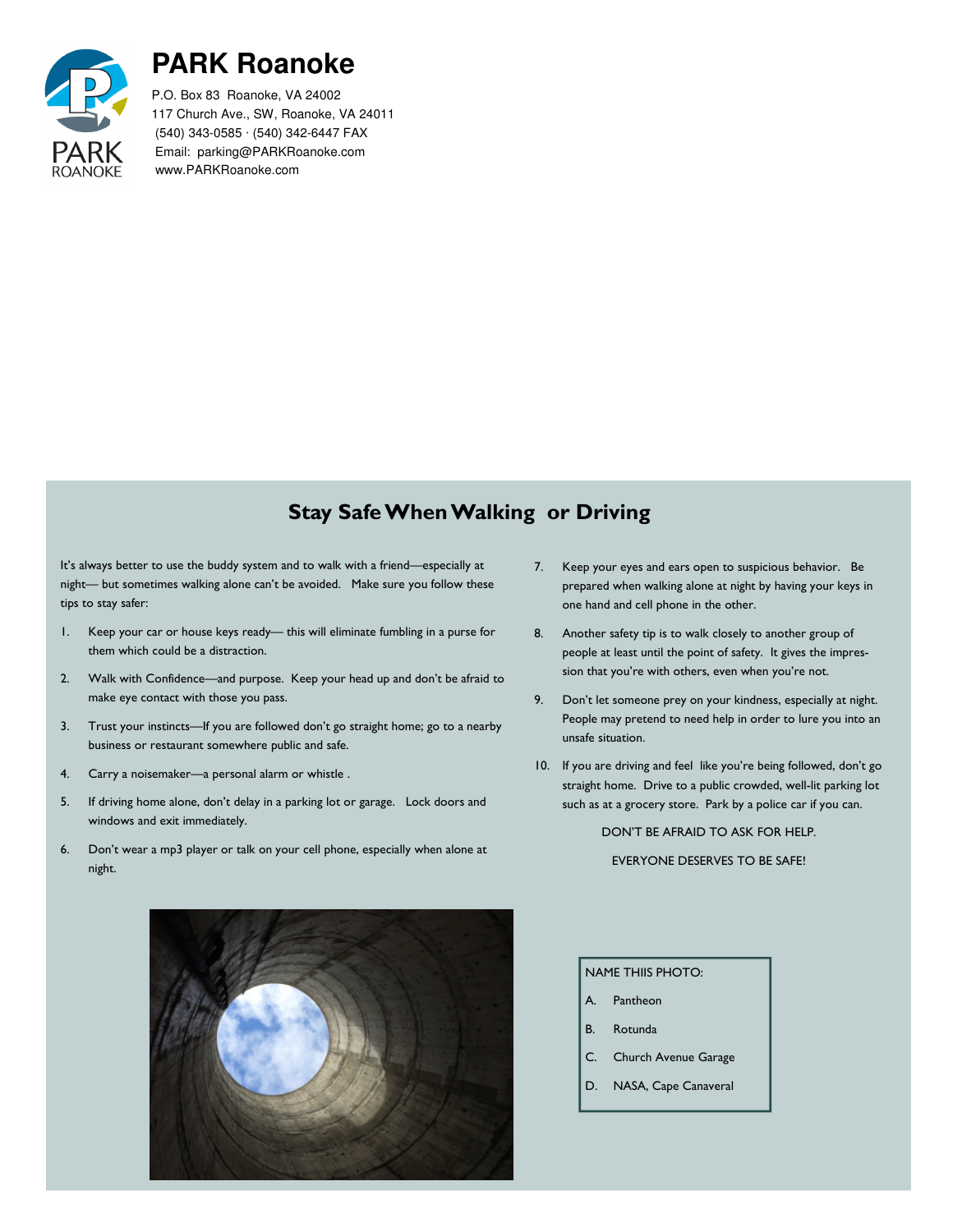# PARK Roanoke

P.O. Box 83 Roanoke, VA 24002
117 Church Ave., SW, Roanoke, VA 24011
(540) 343-0585 · (540) 342-6447 FAX
Email: parking@PARKRoanoke.com
www.PARKRoanoke.com

## Stay Safe When Walking or Driving

It's always better to use the buddy system and to walk with a friend—especially at night— but sometimes walking alone can't be avoided. Make sure you follow these tips to stay safer:

1. Keep your car or house keys ready— this will eliminate fumbling in a purse for them which could be a distraction.
2. Walk with Confidence—and purpose. Keep your head up and don't be afraid to make eye contact with those you pass.
3. Trust your instincts—If you are followed don't go straight home; go to a nearby business or restaurant somewhere public and safe.
4. Carry a noisemaker—a personal alarm or whistle .
5. If driving home alone, don't delay in a parking lot or garage. Lock doors and windows and exit immediately.
6. Don't wear a mp3 player or talk on your cell phone, especially when alone at night.
7. Keep your eyes and ears open to suspicious behavior. Be prepared when walking alone at night by having your keys in one hand and cell phone in the other.
8. Another safety tip is to walk closely to another group of people at least until the point of safety. It gives the impression that you're with others, even when you're not.
9. Don't let someone prey on your kindness, especially at night. People may pretend to need help in order to lure you into an unsafe situation.
10. If you are driving and feel like you're being followed, don't go straight home. Drive to a public crowded, well-lit parking lot such as at a grocery store. Park by a police car if you can.

DON'T BE AFRAID TO ASK FOR HELP.

EVERYONE DESERVES TO BE SAFE!

NAME THIIS PHOTO:

A. Pantheon
B. Rotunda
C. Church Avenue Garage
D. NASA, Cape Canaveral